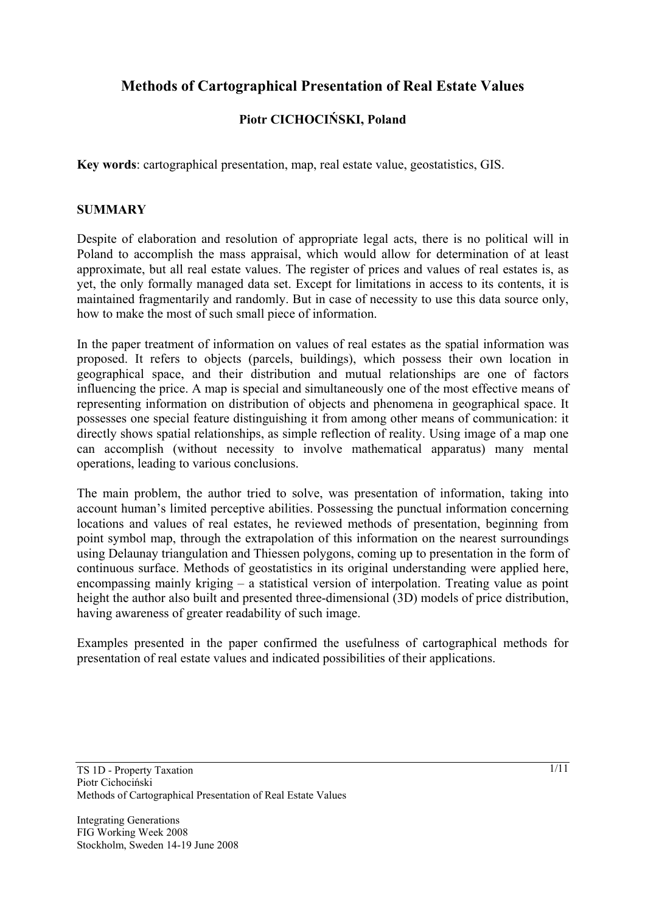# Methods of Cartographical Presentation of Real Estate Values

**Piotr CICHOCIŃSKI, Poland**

**Key words**: cartographical presentation, map, real estate value, geostatistics, GIS.

## SUMMARY

Despite of elaboration and resolution of appropriate legal acts, there is no political will in Poland to accomplish the mass appraisal, which would allow for determination of at least approximate, but all real estate values. The register of prices and values of real estates is, as yet, the only formally managed data set. Except for limitations in access to its contents, it is maintained fragmentarily and randomly. But in case of necessity to use this data source only, how to make the most of such small piece of information.

In the paper treatment of information on values of real estates as the spatial information was proposed. It refers to objects (parcels, buildings), which possess their own location in geographical space, and their distribution and mutual relationships are one of factors influencing the price. A map is special and simultaneously one of the most effective means of representing information on distribution of objects and phenomena in geographical space. It possesses one special feature distinguishing it from among other means of communication: it directly shows spatial relationships, as simple reflection of reality. Using image of a map one can accomplish (without necessity to involve mathematical apparatus) many mental operations, leading to various conclusions.

The main problem, the author tried to solve, was presentation of information, taking into account human's limited perceptive abilities. Possessing the punctual information concerning locations and values of real estates, he reviewed methods of presentation, beginning from point symbol map, through the extrapolation of this information on the nearest surroundings using Delaunay triangulation and Thiessen polygons, coming up to presentation in the form of continuous surface. Methods of geostatistics in its original understanding were applied here, encompassing mainly kriging – a statistical version of interpolation. Treating value as point height the author also built and presented three-dimensional (3D) models of price distribution, having awareness of greater readability of such image.

Examples presented in the paper confirmed the usefulness of cartographical methods for presentation of real estate values and indicated possibilities of their applications.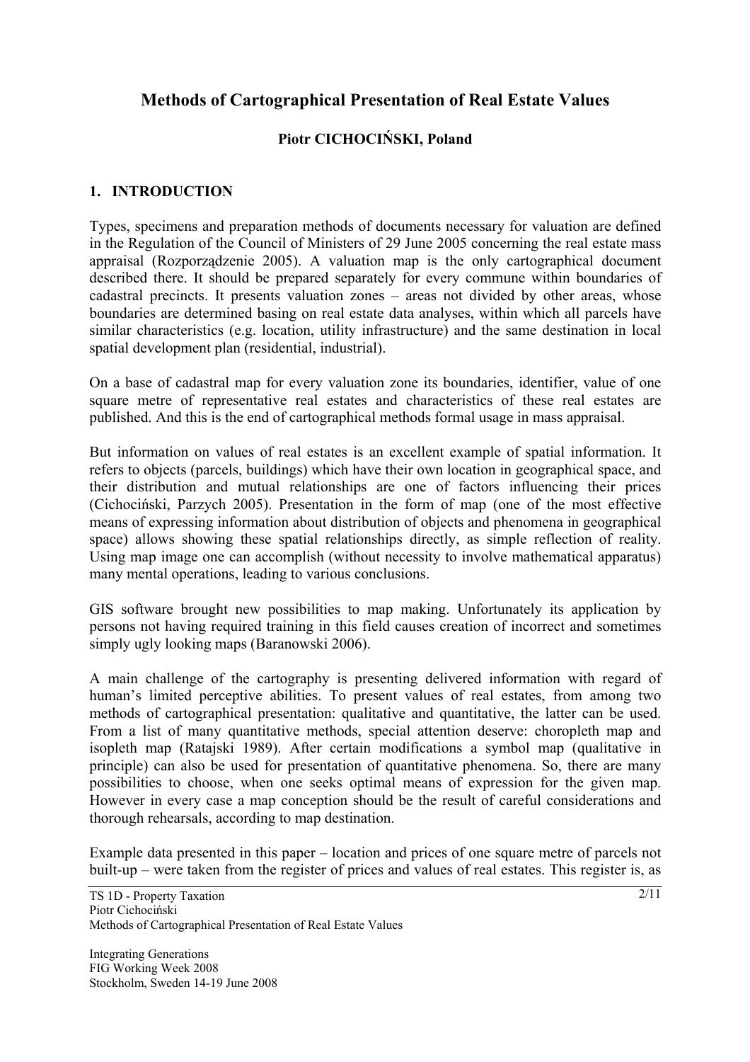# Methods of Cartographical Presentation of Real Estate Values

**Piotr CICHOCIŃSKI, Poland**

## 1. INTRODUCTION

Types, specimens and preparation methods of documents necessary for valuation are defined in the Regulation of the Council of Ministers of 29 June 2005 concerning the real estate mass appraisal (Rozporządzenie 2005). A valuation map is the only cartographical document described there. It should be prepared separately for every commune within boundaries of cadastral precincts. It presents valuation zones – areas not divided by other areas, whose boundaries are determined basing on real estate data analyses, within which all parcels have similar characteristics (e.g. location, utility infrastructure) and the same destination in local spatial development plan (residential, industrial).

On a base of cadastral map for every valuation zone its boundaries, identifier, value of one square metre of representative real estates and characteristics of these real estates are published. And this is the end of cartographical methods formal usage in mass appraisal.

But information on values of real estates is an excellent example of spatial information. It refers to objects (parcels, buildings) which have their own location in geographical space, and their distribution and mutual relationships are one of factors influencing their prices (Cichociński, Parzych 2005). Presentation in the form of map (one of the most effective means of expressing information about distribution of objects and phenomena in geographical space) allows showing these spatial relationships directly, as simple reflection of reality. Using map image one can accomplish (without necessity to involve mathematical apparatus) many mental operations, leading to various conclusions.

GIS software brought new possibilities to map making. Unfortunately its application by persons not having required training in this field causes creation of incorrect and sometimes simply ugly looking maps (Baranowski 2006).

A main challenge of the cartography is presenting delivered information with regard of human's limited perceptive abilities. To present values of real estates, from among two methods of cartographical presentation: qualitative and quantitative, the latter can be used. From a list of many quantitative methods, special attention deserve: choropleth map and isopleth map (Ratajski 1989). After certain modifications a symbol map (qualitative in principle) can also be used for presentation of quantitative phenomena. So, there are many possibilities to choose, when one seeks optimal means of expression for the given map. However in every case a map conception should be the result of careful considerations and thorough rehearsals, according to map destination.

Example data presented in this paper – location and prices of one square metre of parcels not built-up – were taken from the register of prices and values of real estates. This register is, as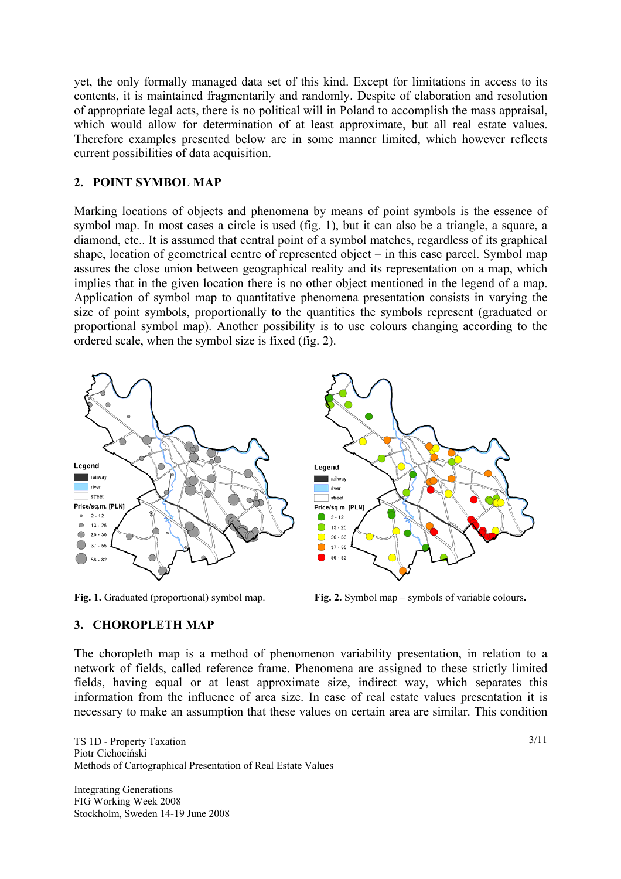yet, the only formally managed data set of this kind. Except for limitations in access to its contents, it is maintained fragmentarily and randomly. Despite of elaboration and resolution of appropriate legal acts, there is no political will in Poland to accomplish the mass appraisal, which would allow for determination of at least approximate, but all real estate values. Therefore examples presented below are in some manner limited, which however reflects current possibilities of data acquisition.

## 2. POINT SYMBOL MAP

Marking locations of objects and phenomena by means of point symbols is the essence of symbol map. In most cases a circle is used (fig. 1), but it can also be a triangle, a square, a diamond, etc.. It is assumed that central point of a symbol matches, regardless of its graphical shape, location of geometrical centre of represented object – in this case parcel. Symbol map assures the close union between geographical reality and its representation on a map, which implies that in the given location there is no other object mentioned in the legend of a map. Application of symbol map to quantitative phenomena presentation consists in varying the size of point symbols, proportionally to the quantities the symbols represent (graduated or proportional symbol map). Another possibility is to use colours changing according to the ordered scale, when the symbol size is fixed (fig. 2).

**Fig. 1.** Graduated (proportional) symbol map.

**Fig. 2.** Symbol map – symbols of variable colours**.**

## 3. CHOROPLETH MAP

The choropleth map is a method of phenomenon variability presentation, in relation to a network of fields, called reference frame. Phenomena are assigned to these strictly limited fields, having equal or at least approximate size, indirect way, which separates this information from the influence of area size. In case of real estate values presentation it is necessary to make an assumption that these values on certain area are similar. This condition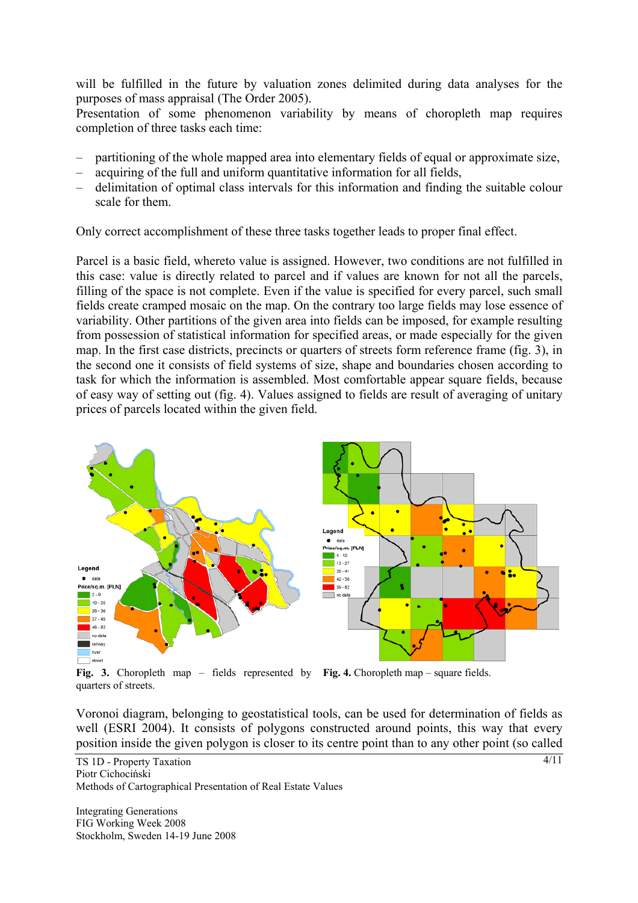will be fulfilled in the future by valuation zones delimited during data analyses for the purposes of mass appraisal (The Order 2005).
Presentation of some phenomenon variability by means of choropleth map requires completion of three tasks each time:

- partitioning of the whole mapped area into elementary fields of equal or approximate size,
- acquiring of the full and uniform quantitative information for all fields,
- delimitation of optimal class intervals for this information and finding the suitable colour scale for them.

Only correct accomplishment of these three tasks together leads to proper final effect.

Parcel is a basic field, whereto value is assigned. However, two conditions are not fulfilled in this case: value is directly related to parcel and if values are known for not all the parcels, filling of the space is not complete. Even if the value is specified for every parcel, such small fields create cramped mosaic on the map. On the contrary too large fields may lose essence of variability. Other partitions of the given area into fields can be imposed, for example resulting from possession of statistical information for specified areas, or made especially for the given map. In the first case districts, precincts or quarters of streets form reference frame (fig. 3), in the second one it consists of field systems of size, shape and boundaries chosen according to task for which the information is assembled. Most comfortable appear square fields, because of easy way of setting out (fig. 4). Values assigned to fields are result of averaging of unitary prices of parcels located within the given field.

**Fig. 3.** Choropleth map – fields represented by quarters of streets.

**Fig. 4.** Choropleth map – square fields.

Voronoi diagram, belonging to geostatistical tools, can be used for determination of fields as well (ESRI 2004). It consists of polygons constructed around points, this way that every position inside the given polygon is closer to its centre point than to any other point (so called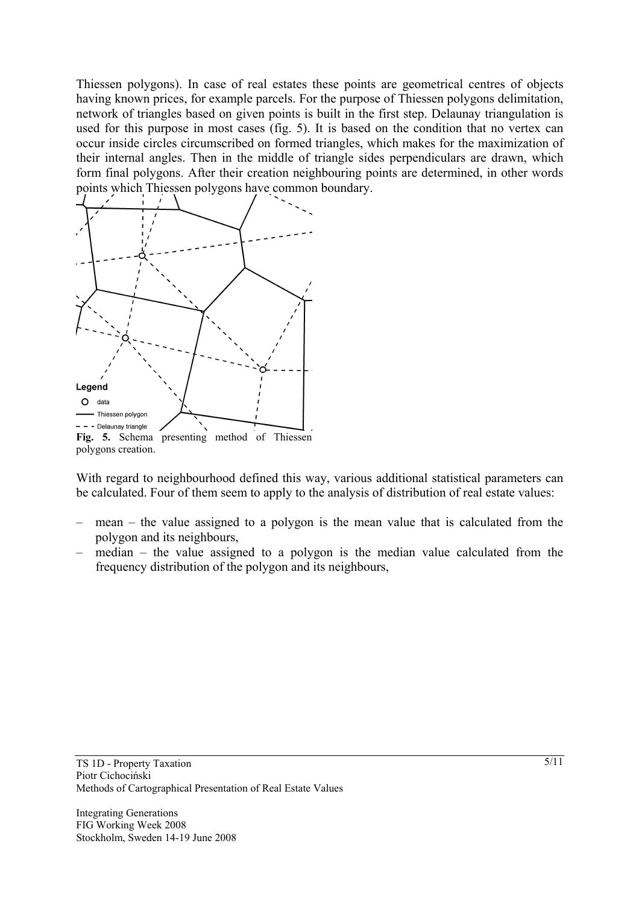Thiessen polygons). In case of real estates these points are geometrical centres of objects having known prices, for example parcels. For the purpose of Thiessen polygons delimitation, network of triangles based on given points is built in the first step. Delaunay triangulation is used for this purpose in most cases (fig. 5). It is based on the condition that no vertex can occur inside circles circumscribed on formed triangles, which makes for the maximization of their internal angles. Then in the middle of triangle sides perpendiculars are drawn, which form final polygons. After their creation neighbouring points are determined, in other words points which Thiessen polygons have common boundary.

Legend

data

Thiessen polygon

Delaunay triangle

**Fig. 5.** Schema presenting method of Thiessen polygons creation.

With regard to neighbourhood defined this way, various additional statistical parameters can be calculated. Four of them seem to apply to the analysis of distribution of real estate values:

– mean – the value assigned to a polygon is the mean value that is calculated from the polygon and its neighbours,
– median – the value assigned to a polygon is the median value calculated from the frequency distribution of the polygon and its neighbours,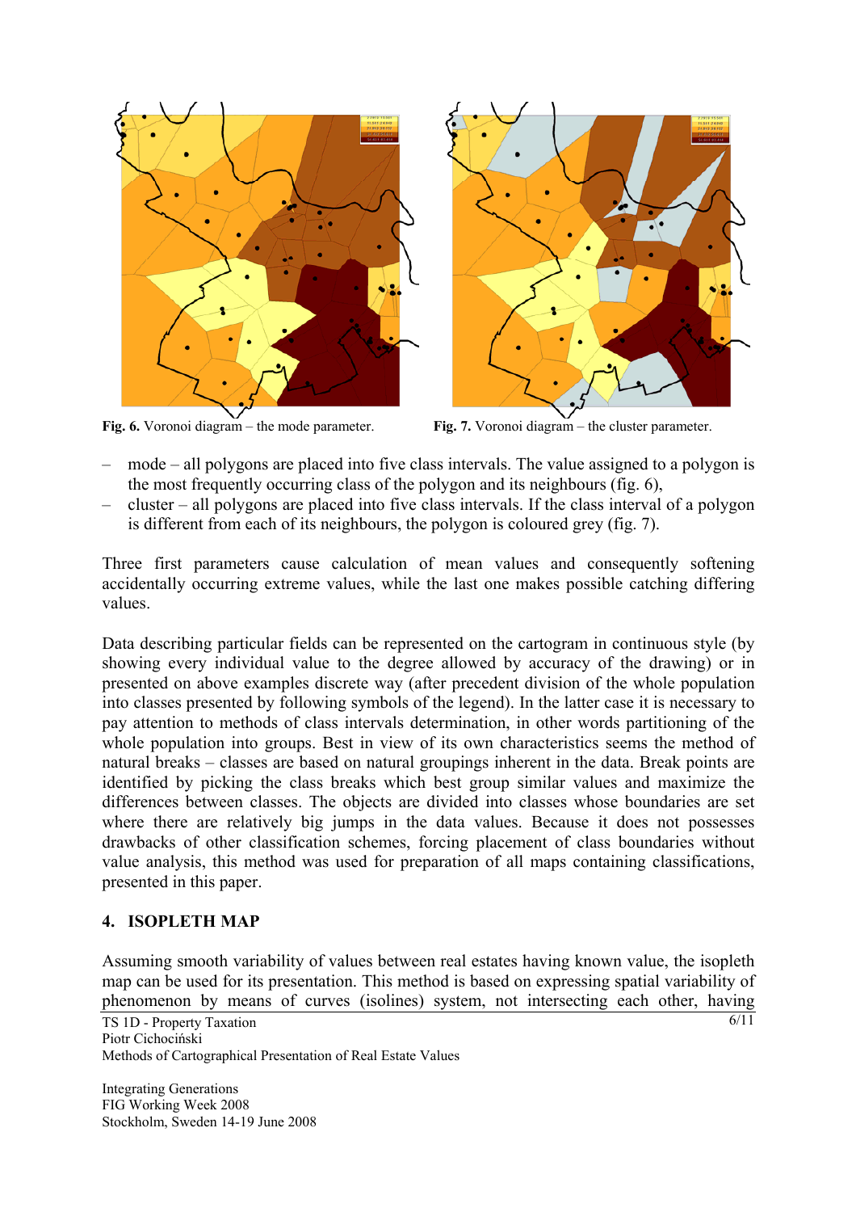**Fig. 6.** Voronoi diagram – the mode parameter.

**Fig. 7.** Voronoi diagram – the cluster parameter.

- mode – all polygons are placed into five class intervals. The value assigned to a polygon is the most frequently occurring class of the polygon and its neighbours (fig. 6),
- cluster – all polygons are placed into five class intervals. If the class interval of a polygon is different from each of its neighbours, the polygon is coloured grey (fig. 7).

Three first parameters cause calculation of mean values and consequently softening accidentally occurring extreme values, while the last one makes possible catching differing values.

Data describing particular fields can be represented on the cartogram in continuous style (by showing every individual value to the degree allowed by accuracy of the drawing) or in presented on above examples discrete way (after precedent division of the whole population into classes presented by following symbols of the legend). In the latter case it is necessary to pay attention to methods of class intervals determination, in other words partitioning of the whole population into groups. Best in view of its own characteristics seems the method of natural breaks – classes are based on natural groupings inherent in the data. Break points are identified by picking the class breaks which best group similar values and maximize the differences between classes. The objects are divided into classes whose boundaries are set where there are relatively big jumps in the data values. Because it does not possesses drawbacks of other classification schemes, forcing placement of class boundaries without value analysis, this method was used for preparation of all maps containing classifications, presented in this paper.

## 4. ISOPLETH MAP

Assuming smooth variability of values between real estates having known value, the isopleth map can be used for its presentation. This method is based on expressing spatial variability of phenomenon by means of curves (isolines) system, not intersecting each other, having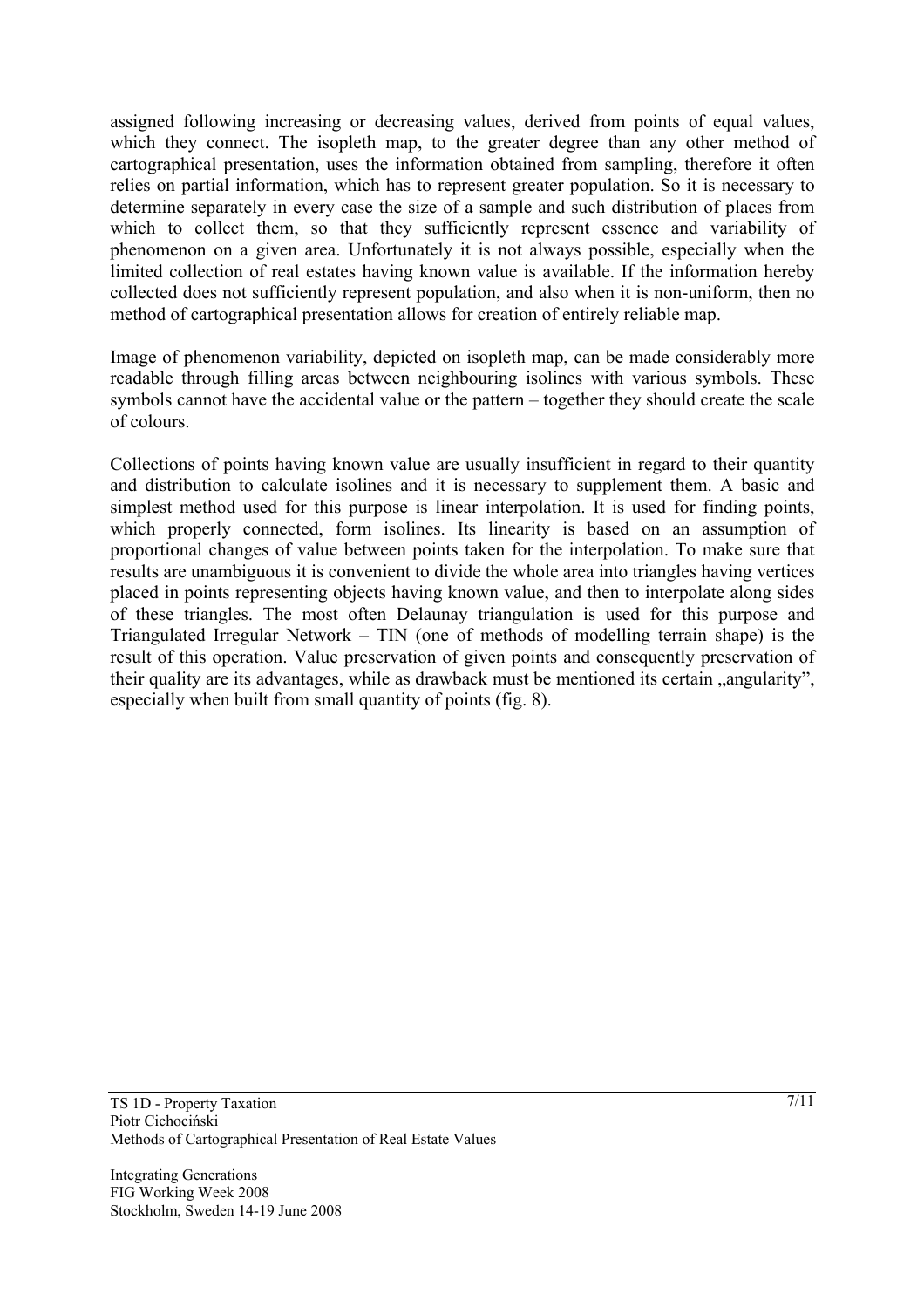assigned following increasing or decreasing values, derived from points of equal values, which they connect. The isopleth map, to the greater degree than any other method of cartographical presentation, uses the information obtained from sampling, therefore it often relies on partial information, which has to represent greater population. So it is necessary to determine separately in every case the size of a sample and such distribution of places from which to collect them, so that they sufficiently represent essence and variability of phenomenon on a given area. Unfortunately it is not always possible, especially when the limited collection of real estates having known value is available. If the information hereby collected does not sufficiently represent population, and also when it is non-uniform, then no method of cartographical presentation allows for creation of entirely reliable map.

Image of phenomenon variability, depicted on isopleth map, can be made considerably more readable through filling areas between neighbouring isolines with various symbols. These symbols cannot have the accidental value or the pattern – together they should create the scale of colours.

Collections of points having known value are usually insufficient in regard to their quantity and distribution to calculate isolines and it is necessary to supplement them. A basic and simplest method used for this purpose is linear interpolation. It is used for finding points, which properly connected, form isolines. Its linearity is based on an assumption of proportional changes of value between points taken for the interpolation. To make sure that results are unambiguous it is convenient to divide the whole area into triangles having vertices placed in points representing objects having known value, and then to interpolate along sides of these triangles. The most often Delaunay triangulation is used for this purpose and Triangulated Irregular Network – TIN (one of methods of modelling terrain shape) is the result of this operation. Value preservation of given points and consequently preservation of their quality are its advantages, while as drawback must be mentioned its certain „angularity", especially when built from small quantity of points (fig. 8).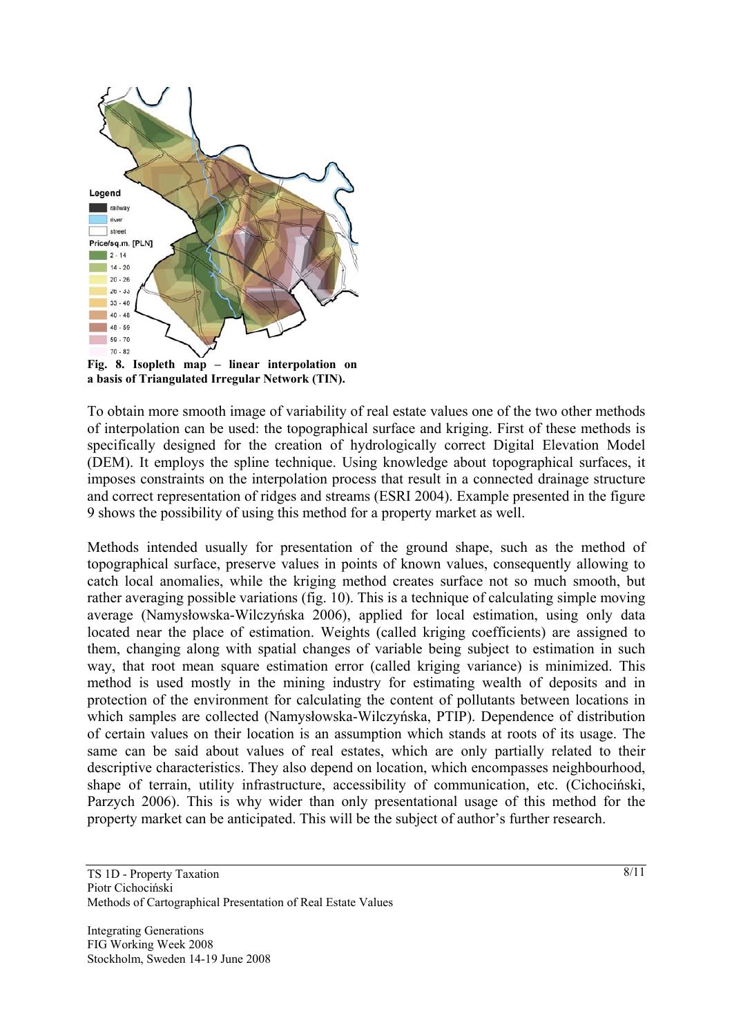Legend

railway

river

street

Price/sq.m. [PLN]

2 - 14

14 - 20

20 - 26

26 - 33

33 - 40

40 - 48

48 - 59

59 - 70

70 - 82

**Fig. 8. Isopleth map – linear interpolation on a basis of Triangulated Irregular Network (TIN).**

To obtain more smooth image of variability of real estate values one of the two other methods of interpolation can be used: the topographical surface and kriging. First of these methods is specifically designed for the creation of hydrologically correct Digital Elevation Model (DEM). It employs the spline technique. Using knowledge about topographical surfaces, it imposes constraints on the interpolation process that result in a connected drainage structure and correct representation of ridges and streams (ESRI 2004). Example presented in the figure 9 shows the possibility of using this method for a property market as well.

Methods intended usually for presentation of the ground shape, such as the method of topographical surface, preserve values in points of known values, consequently allowing to catch local anomalies, while the kriging method creates surface not so much smooth, but rather averaging possible variations (fig. 10). This is a technique of calculating simple moving average (Namysłowska-Wilczyńska 2006), applied for local estimation, using only data located near the place of estimation. Weights (called kriging coefficients) are assigned to them, changing along with spatial changes of variable being subject to estimation in such way, that root mean square estimation error (called kriging variance) is minimized. This method is used mostly in the mining industry for estimating wealth of deposits and in protection of the environment for calculating the content of pollutants between locations in which samples are collected (Namysłowska-Wilczyńska, PTIP). Dependence of distribution of certain values on their location is an assumption which stands at roots of its usage. The same can be said about values of real estates, which are only partially related to their descriptive characteristics. They also depend on location, which encompasses neighbourhood, shape of terrain, utility infrastructure, accessibility of communication, etc. (Cichociński, Parzych 2006). This is why wider than only presentational usage of this method for the property market can be anticipated. This will be the subject of author's further research.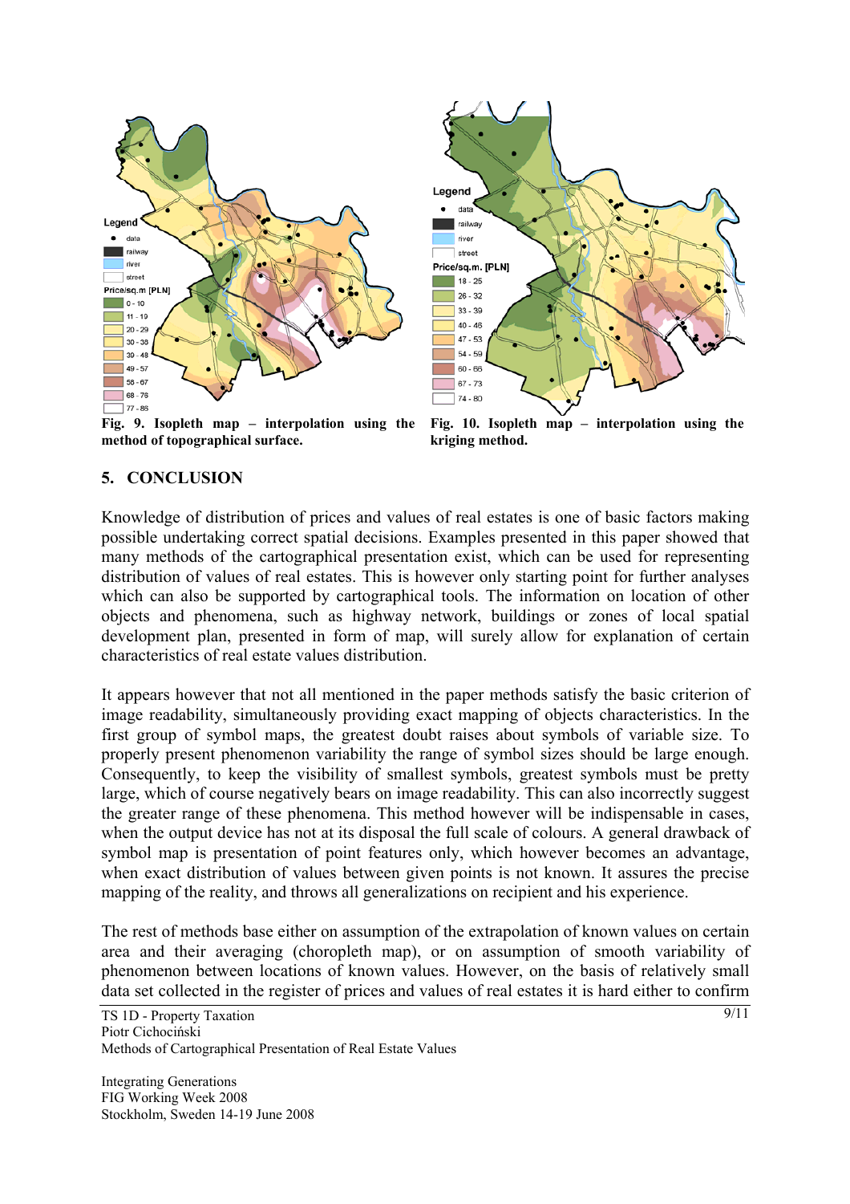Fig. 9. Isopleth map – interpolation using the method of topographical surface.

Fig. 10. Isopleth map – interpolation using the kriging method.

## 5. CONCLUSION

Knowledge of distribution of prices and values of real estates is one of basic factors making possible undertaking correct spatial decisions. Examples presented in this paper showed that many methods of the cartographical presentation exist, which can be used for representing distribution of values of real estates. This is however only starting point for further analyses which can also be supported by cartographical tools. The information on location of other objects and phenomena, such as highway network, buildings or zones of local spatial development plan, presented in form of map, will surely allow for explanation of certain characteristics of real estate values distribution.

It appears however that not all mentioned in the paper methods satisfy the basic criterion of image readability, simultaneously providing exact mapping of objects characteristics. In the first group of symbol maps, the greatest doubt raises about symbols of variable size. To properly present phenomenon variability the range of symbol sizes should be large enough. Consequently, to keep the visibility of smallest symbols, greatest symbols must be pretty large, which of course negatively bears on image readability. This can also incorrectly suggest the greater range of these phenomena. This method however will be indispensable in cases, when the output device has not at its disposal the full scale of colours. A general drawback of symbol map is presentation of point features only, which however becomes an advantage, when exact distribution of values between given points is not known. It assures the precise mapping of the reality, and throws all generalizations on recipient and his experience.

The rest of methods base either on assumption of the extrapolation of known values on certain area and their averaging (choropleth map), or on assumption of smooth variability of phenomenon between locations of known values. However, on the basis of relatively small data set collected in the register of prices and values of real estates it is hard either to confirm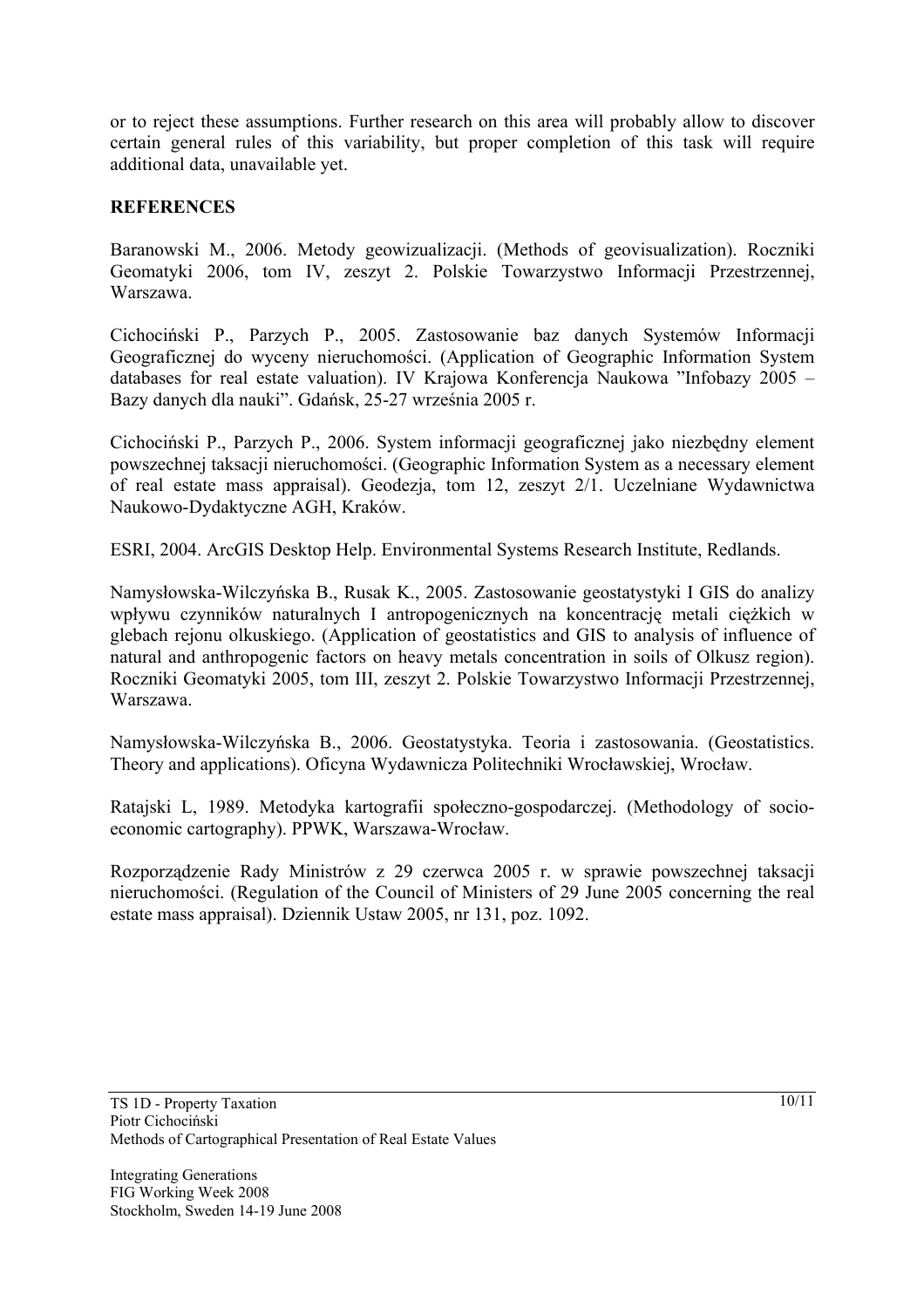or to reject these assumptions. Further research on this area will probably allow to discover certain general rules of this variability, but proper completion of this task will require additional data, unavailable yet.

## REFERENCES

Baranowski M., 2006. Metody geowizualizacji. (Methods of geovisualization). Roczniki Geomatyki 2006, tom IV, zeszyt 2. Polskie Towarzystwo Informacji Przestrzennej, Warszawa.

Cichociński P., Parzych P., 2005. Zastosowanie baz danych Systemów Informacji Geograficznej do wyceny nieruchomości. (Application of Geographic Information System databases for real estate valuation). IV Krajowa Konferencja Naukowa "Infobazy 2005 – Bazy danych dla nauki". Gdańsk, 25-27 września 2005 r.

Cichociński P., Parzych P., 2006. System informacji geograficznej jako niezbędny element powszechnej taksacji nieruchomości. (Geographic Information System as a necessary element of real estate mass appraisal). Geodezja, tom 12, zeszyt 2/1. Uczelniane Wydawnictwa Naukowo-Dydaktyczne AGH, Kraków.

ESRI, 2004. ArcGIS Desktop Help. Environmental Systems Research Institute, Redlands.

Namysłowska-Wilczyńska B., Rusak K., 2005. Zastosowanie geostatystyki I GIS do analizy wpływu czynników naturalnych I antropogenicznych na koncentrację metali ciężkich w glebach rejonu olkuskiego. (Application of geostatistics and GIS to analysis of influence of natural and anthropogenic factors on heavy metals concentration in soils of Olkusz region). Roczniki Geomatyki 2005, tom III, zeszyt 2. Polskie Towarzystwo Informacji Przestrzennej, Warszawa.

Namysłowska-Wilczyńska B., 2006. Geostatystyka. Teoria i zastosowania. (Geostatistics. Theory and applications). Oficyna Wydawnicza Politechniki Wrocławskiej, Wrocław.

Ratajski L, 1989. Metodyka kartografii społeczno-gospodarczej. (Methodology of socio-economic cartography). PPWK, Warszawa-Wrocław.

Rozporządzenie Rady Ministrów z 29 czerwca 2005 r. w sprawie powszechnej taksacji nieruchomości. (Regulation of the Council of Ministers of 29 June 2005 concerning the real estate mass appraisal). Dziennik Ustaw 2005, nr 131, poz. 1092.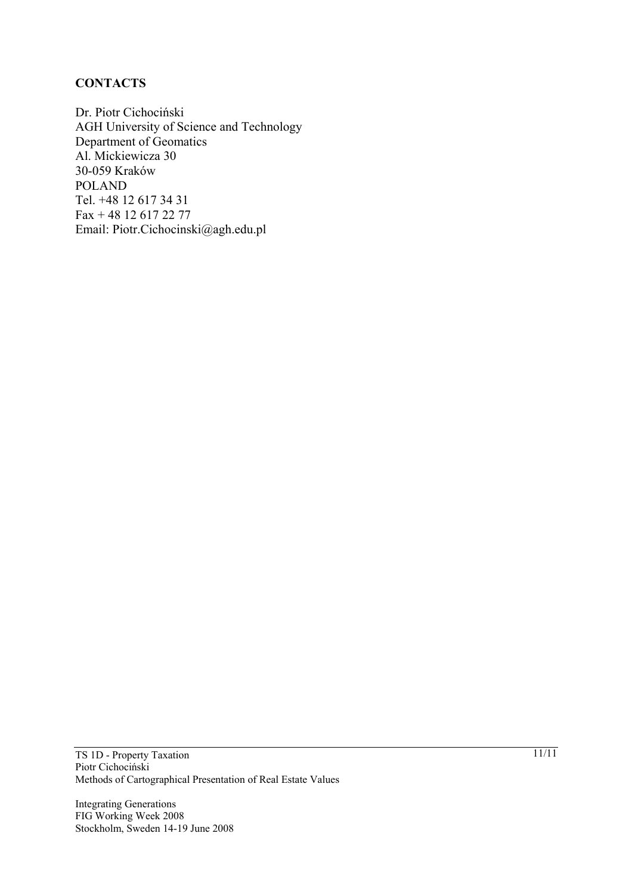## CONTACTS

Dr. Piotr Cichociński
AGH University of Science and Technology
Department of Geomatics
Al. Mickiewicza 30
30-059 Kraków
POLAND
Tel. +48 12 617 34 31
Fax + 48 12 617 22 77
Email: Piotr.Cichocinski@agh.edu.pl